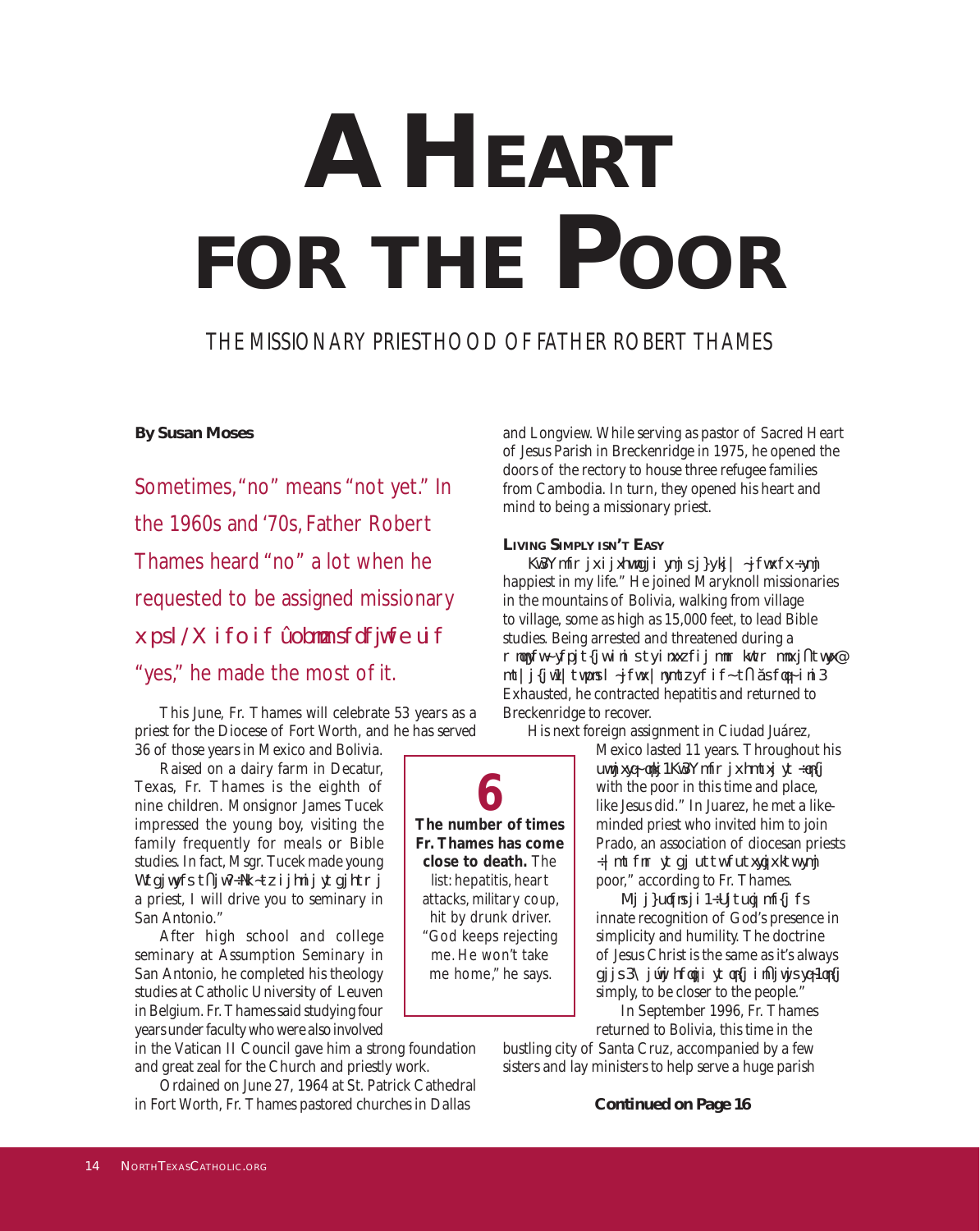# A HEART FOR THE POOR

THE MISSIONARY PRIESTHOOD OF FATHER ROBERT THAMES

**By Susan Moses**

Sometimes, "no" means "not yet." In the 1960s and '70s, Father Robert Thames heard "no" a lot when he requested to be assigned missionary xpsl/X i f o i f ûobmmz sfdfjwfe uif "yes," he made the most of it.

This June, Fr. Thames will celebrate 53 years as a priest for the Diocese of Fort Worth, and he has served 36 of those years in Mexico and Bolivia.

Raised on a dairy farm in Decatur, Texas, Fr. Thames is the eighth of nine children. Monsignor James Tucek impressed the young boy, visiting the family frequently for meals or Bible studies. In fact, Msgr. Tucek made young Wtgjwy fs t∩jw?-Nk~tz ijhni j yt gjhtr j a priest, I will drive you to seminary in San Antonio."

After high school and college seminary at Assumption Seminary in San Antonio, he completed his theology studies at Catholic University of Leuven in Belgium. Fr. Thames said studying four years under faculty who were also involved in the Vatican II Council gave him a strong foundation and great zeal for the Church and priestly work.

Ordained on June 27, 1964 at St. Patrick Cathedral in Fort Worth, Fr. Thames pastored churches in Dallas and Longview. While serving as pastor of Sacred Heart of Jesus Parish in Breckenridge in 1975, he opened the doors of the rectory to house three refugee families from Cambodia. In turn, they opened his heart and mind to being a missionary priest.

**6**

**The number of times Fr. Thames has come close to death.** The list: hepatitis, heart attacks, military coup, hit by drunk driver. "God keeps rejecting me. He won't take me home," he says.

### LIVING SIMPLY ISN'T EASY

Kw3Y mfir jx i jxhwngji ymj sj}y kj| ~jfwx fx -ymj happiest in my life." He joined Maryknoll missionaries in the mountains of Bolivia, walking from village to village, some as high as 15,000 feet, to lead Bible studies. Being arrested and threatened during a r mqfw~ yfpjt{jw i mis yi m xxzfi j mmr kwtr mx j∩ twpx@ mt|j{jw1 twprs l ~jfwx| rymtzy f i f ~t∩ äs fqq~ i mi3 Exhausted, he contracted hepatitis and returned to Breckenridge to recover.

His next foreign assignment in Ciudad Juárez, Mexico lasted 11 years. Throughout his uwmjxyq~ mkj1 Kw3Y mfir jx hmtxj yt -qn{j with the poor in this time and place, like Jesus did." In Juarez, he met a like-minded priest who invited him to join Prado, an association of diocesan priests -|m hmr ytgj utt wfutxyqjx ktwymj poor," according to Fr. Thames.

Mj j}uqfnsji 1-Ujtuqj mf{j fs innate recognition of God's presence in simplicity and humility. The doctrine of Jesus Christ is the same as it's always gjjs3\ jÚ\y hfoqi ytqn{j imffjwjsyq~1qn{j simply, to be closer to the people."

In September 1996, Fr. Thames returned to Bolivia, this time in the bustling city of Santa Cruz, accompanied by a few sisters and lay ministers to help serve a huge parish

**Continued on Page 16**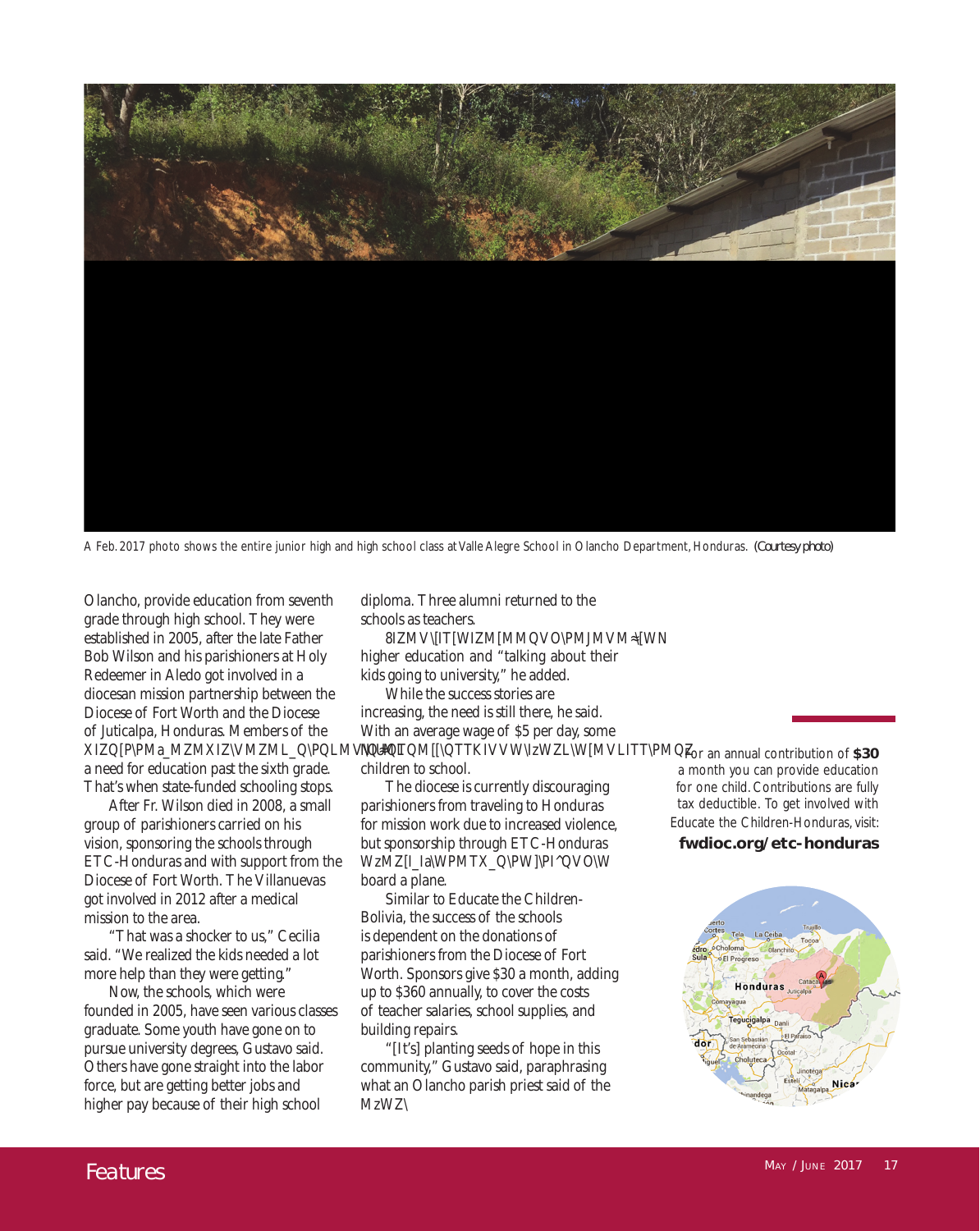A Feb. 2017 photo shows the entire junior high and high school class at Valle Alegre School in Olancho Department, Honduras. *(Courtesy photo)*

Olancho, provide education from seventh grade through high school. They were established in 2005, after the late Father Bob Wilson and his parishioners at Holy Redeemer in Aledo got involved in a diocesan mission partnership between the Diocese of Fort Worth and the Diocese of Juticalpa, Honduras. Members of the XIZQ[P\PMa_MZMXIZ\VMZML_Q\PQLMV\QNQML a need for education past the sixth grade. That's when state-funded schooling stops.

After Fr. Wilson died in 2008, a small group of parishioners carried on his vision, sponsoring the schools through ETC-Honduras and with support from the Diocese of Fort Worth. The Villanuevas got involved in 2012 after a medical mission to the area.

"That was a shocker to us," Cecilia said. "We realized the kids needed a lot more help than they were getting."

Now, the schools, which were founded in 2005, have seen various classes graduate. Some youth have gone on to pursue university degrees, Gustavo said. Others have gone straight into the labor force, but are getting better jobs and higher pay because of their high school diploma. Three alumni returned to the schools as teachers.

8IZMV\[IT[WIZM[MMQVO\PMJMVM≈\[WN higher education and "talking about their kids going to university," he added.

While the success stories are increasing, the need is still there, he said. With an average wage of $5 per day, some NIUQTQM[[\QTTKIVVW\IzWZL\W[MVLITT\PMQZ children to school.

The diocese is currently discouraging parishioners from traveling to Honduras for mission work due to increased violence, but sponsorship through ETC-Honduras WzMZ[I_Ia\WPMTX_Q\PW]\PI^QVO\W board a plane.

Similar to Educate the Children-Bolivia, the success of the schools is dependent on the donations of parishioners from the Diocese of Fort Worth. Sponsors give $30 a month, adding up to $360 annually, to cover the costs of teacher salaries, school supplies, and building repairs.

"[It's] planting seeds of hope in this community," Gustavo said, paraphrasing what an Olancho parish priest said of the MzWZ\

For an annual contribution of **$30** a month you can provide education for one child. Contributions are fully tax deductible. To get involved with Educate the Children-Honduras, visit:

**fwdioc.org/etc-honduras**